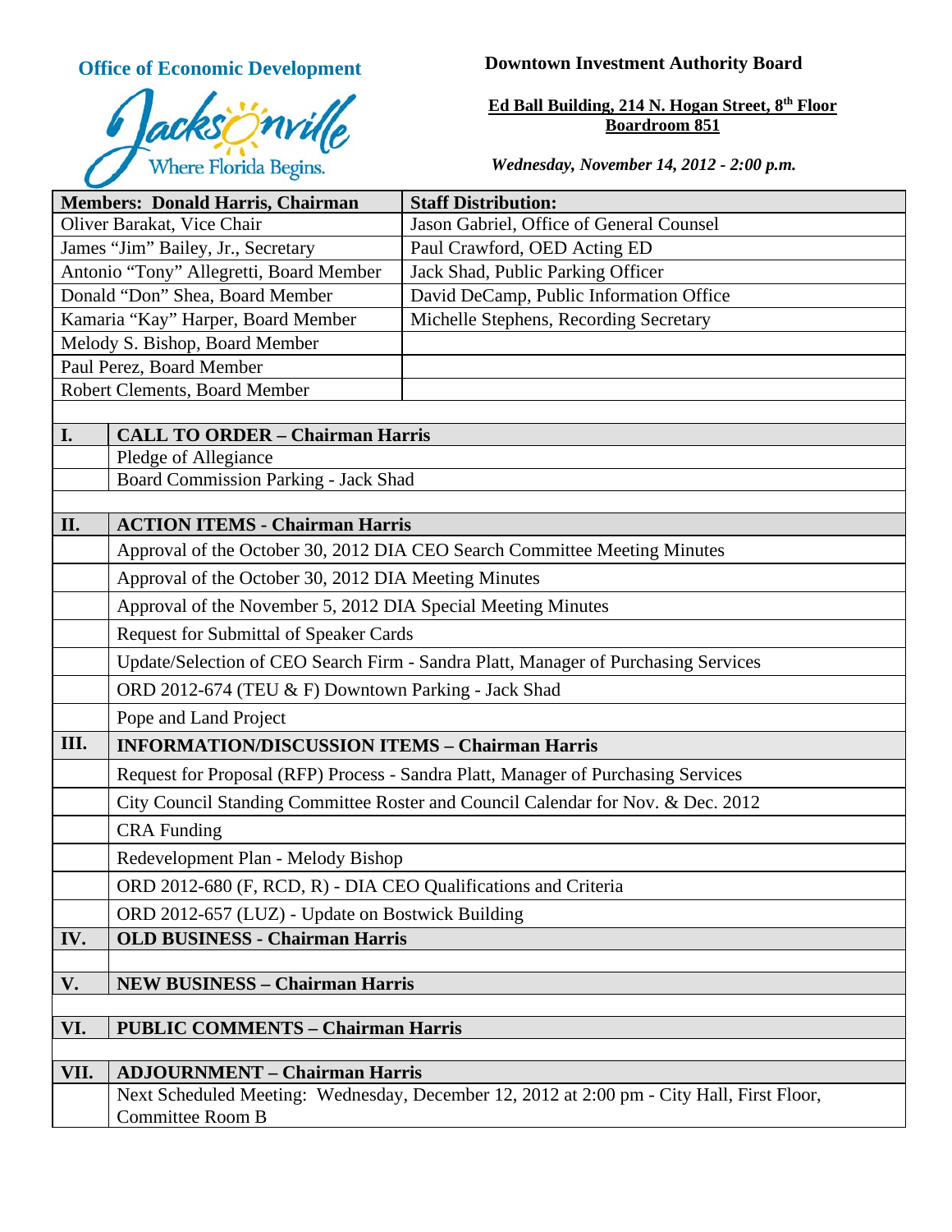**Office of Economic Development**

Jacksonville — Where Florida Begins.

**Downtown Investment Authority Board**

**Ed Ball Building, 214 N. Hogan Street, 8th Floor**
**Boardroom 851**

***Wednesday, November 14, 2012 - 2:00 p.m.***

| **Members: Donald Harris, Chairman** | **Staff Distribution:** |
|---|---|
| Oliver Barakat, Vice Chair | Jason Gabriel, Office of General Counsel |
| James "Jim" Bailey, Jr., Secretary | Paul Crawford, OED Acting ED |
| Antonio "Tony" Allegretti, Board Member | Jack Shad, Public Parking Officer |
| Donald "Don" Shea, Board Member | David DeCamp, Public Information Office |
| Kamaria "Kay" Harper, Board Member | Michelle Stephens, Recording Secretary |
| Melody S. Bishop, Board Member | |
| Paul Perez, Board Member | |
| Robert Clements, Board Member | |

| | |
|---|---|
| **I.** | **CALL TO ORDER – Chairman Harris** |
| | Pledge of Allegiance |
| | Board Commission Parking - Jack Shad |
| **II.** | **ACTION ITEMS - Chairman Harris** |
| | Approval of the October 30, 2012 DIA CEO Search Committee Meeting Minutes |
| | Approval of the October 30, 2012 DIA Meeting Minutes |
| | Approval of the November 5, 2012 DIA Special Meeting Minutes |
| | Request for Submittal of Speaker Cards |
| | Update/Selection of CEO Search Firm - Sandra Platt, Manager of Purchasing Services |
| | ORD 2012-674 (TEU & F) Downtown Parking - Jack Shad |
| | Pope and Land Project |
| **III.** | **INFORMATION/DISCUSSION ITEMS – Chairman Harris** |
| | Request for Proposal (RFP) Process - Sandra Platt, Manager of Purchasing Services |
| | City Council Standing Committee Roster and Council Calendar for Nov. & Dec. 2012 |
| | CRA Funding |
| | Redevelopment Plan - Melody Bishop |
| | ORD 2012-680 (F, RCD, R) - DIA CEO Qualifications and Criteria |
| | ORD 2012-657 (LUZ) - Update on Bostwick Building |
| **IV.** | **OLD BUSINESS - Chairman Harris** |
| **V.** | **NEW BUSINESS – Chairman Harris** |
| **VI.** | **PUBLIC COMMENTS – Chairman Harris** |
| **VII.** | **ADJOURNMENT – Chairman Harris** |
| | Next Scheduled Meeting: Wednesday, December 12, 2012 at 2:00 pm - City Hall, First Floor, Committee Room B |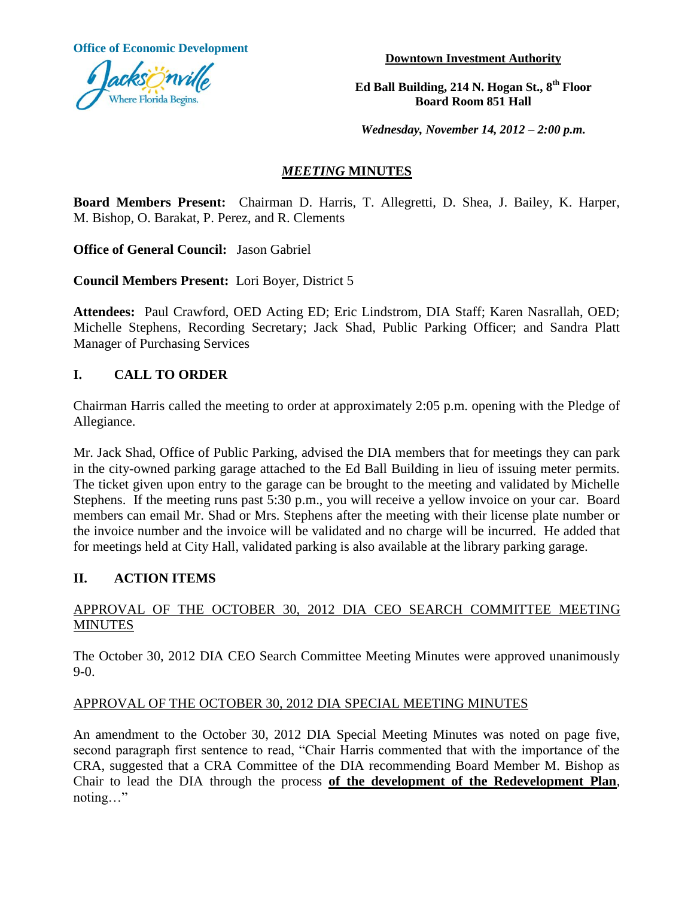Office of Economic Development

Jacksonville
Where Florida Begins.

**Downtown Investment Authority**

**Ed Ball Building, 214 N. Hogan St., 8th Floor**
**Board Room 851 Hall**

*Wednesday, November 14, 2012 – 2:00 p.m.*

## *MEETING* MINUTES

**Board Members Present:** Chairman D. Harris, T. Allegretti, D. Shea, J. Bailey, K. Harper, M. Bishop, O. Barakat, P. Perez, and R. Clements

**Office of General Council:** Jason Gabriel

**Council Members Present:** Lori Boyer, District 5

**Attendees:** Paul Crawford, OED Acting ED; Eric Lindstrom, DIA Staff; Karen Nasrallah, OED; Michelle Stephens, Recording Secretary; Jack Shad, Public Parking Officer; and Sandra Platt Manager of Purchasing Services

## I. CALL TO ORDER

Chairman Harris called the meeting to order at approximately 2:05 p.m. opening with the Pledge of Allegiance.

Mr. Jack Shad, Office of Public Parking, advised the DIA members that for meetings they can park in the city-owned parking garage attached to the Ed Ball Building in lieu of issuing meter permits. The ticket given upon entry to the garage can be brought to the meeting and validated by Michelle Stephens. If the meeting runs past 5:30 p.m., you will receive a yellow invoice on your car. Board members can email Mr. Shad or Mrs. Stephens after the meeting with their license plate number or the invoice number and the invoice will be validated and no charge will be incurred. He added that for meetings held at City Hall, validated parking is also available at the library parking garage.

## II. ACTION ITEMS

APPROVAL OF THE OCTOBER 30, 2012 DIA CEO SEARCH COMMITTEE MEETING MINUTES

The October 30, 2012 DIA CEO Search Committee Meeting Minutes were approved unanimously 9-0.

APPROVAL OF THE OCTOBER 30, 2012 DIA SPECIAL MEETING MINUTES

An amendment to the October 30, 2012 DIA Special Meeting Minutes was noted on page five, second paragraph first sentence to read, "Chair Harris commented that with the importance of the CRA, suggested that a CRA Committee of the DIA recommending Board Member M. Bishop as Chair to lead the DIA through the process **of the development of the Redevelopment Plan**, noting…"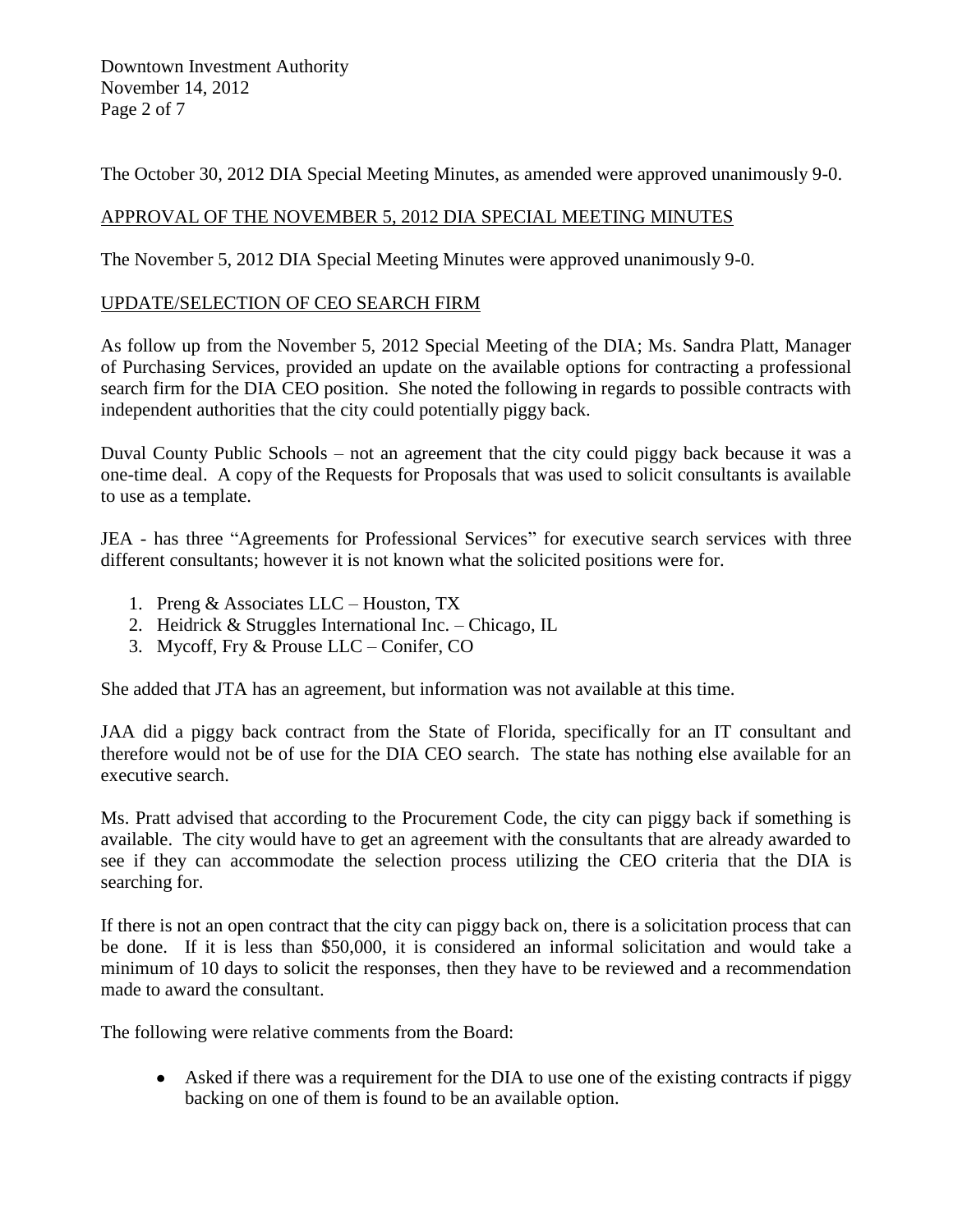The October 30, 2012 DIA Special Meeting Minutes, as amended were approved unanimously 9-0.

APPROVAL OF THE NOVEMBER 5, 2012 DIA SPECIAL MEETING MINUTES

The November 5, 2012 DIA Special Meeting Minutes were approved unanimously 9-0.

UPDATE/SELECTION OF CEO SEARCH FIRM

As follow up from the November 5, 2012 Special Meeting of the DIA; Ms. Sandra Platt, Manager of Purchasing Services, provided an update on the available options for contracting a professional search firm for the DIA CEO position. She noted the following in regards to possible contracts with independent authorities that the city could potentially piggy back.

Duval County Public Schools – not an agreement that the city could piggy back because it was a one-time deal. A copy of the Requests for Proposals that was used to solicit consultants is available to use as a template.

JEA - has three "Agreements for Professional Services" for executive search services with three different consultants; however it is not known what the solicited positions were for.

1. Preng & Associates LLC – Houston, TX
2. Heidrick & Struggles International Inc. – Chicago, IL
3. Mycoff, Fry & Prouse LLC – Conifer, CO

She added that JTA has an agreement, but information was not available at this time.

JAA did a piggy back contract from the State of Florida, specifically for an IT consultant and therefore would not be of use for the DIA CEO search. The state has nothing else available for an executive search.

Ms. Pratt advised that according to the Procurement Code, the city can piggy back if something is available. The city would have to get an agreement with the consultants that are already awarded to see if they can accommodate the selection process utilizing the CEO criteria that the DIA is searching for.

If there is not an open contract that the city can piggy back on, there is a solicitation process that can be done. If it is less than $50,000, it is considered an informal solicitation and would take a minimum of 10 days to solicit the responses, then they have to be reviewed and a recommendation made to award the consultant.

The following were relative comments from the Board:

- Asked if there was a requirement for the DIA to use one of the existing contracts if piggy backing on one of them is found to be an available option.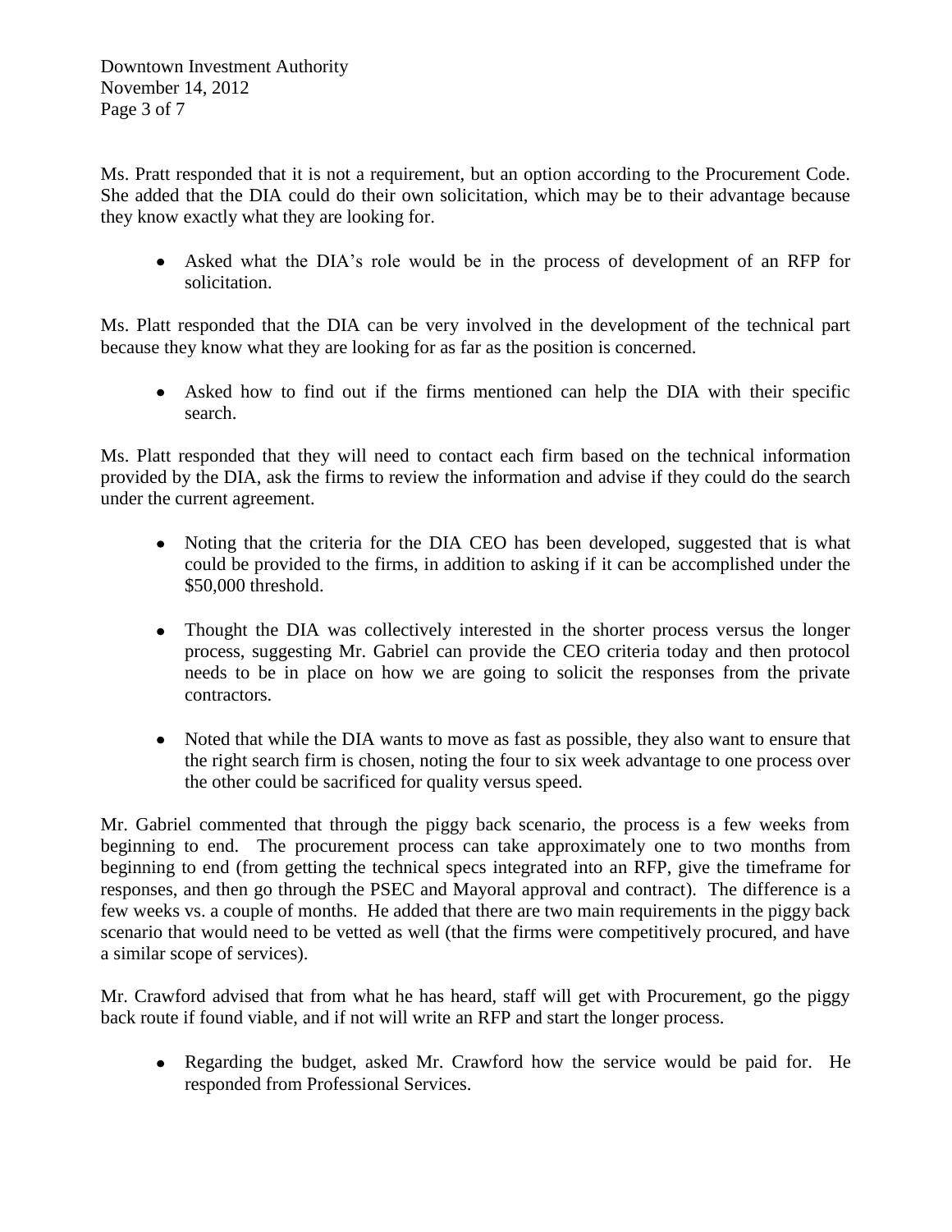Ms. Pratt responded that it is not a requirement, but an option according to the Procurement Code. She added that the DIA could do their own solicitation, which may be to their advantage because they know exactly what they are looking for.

- Asked what the DIA's role would be in the process of development of an RFP for solicitation.

Ms. Platt responded that the DIA can be very involved in the development of the technical part because they know what they are looking for as far as the position is concerned.

- Asked how to find out if the firms mentioned can help the DIA with their specific search.

Ms. Platt responded that they will need to contact each firm based on the technical information provided by the DIA, ask the firms to review the information and advise if they could do the search under the current agreement.

- Noting that the criteria for the DIA CEO has been developed, suggested that is what could be provided to the firms, in addition to asking if it can be accomplished under the $50,000 threshold.

- Thought the DIA was collectively interested in the shorter process versus the longer process, suggesting Mr. Gabriel can provide the CEO criteria today and then protocol needs to be in place on how we are going to solicit the responses from the private contractors.

- Noted that while the DIA wants to move as fast as possible, they also want to ensure that the right search firm is chosen, noting the four to six week advantage to one process over the other could be sacrificed for quality versus speed.

Mr. Gabriel commented that through the piggy back scenario, the process is a few weeks from beginning to end. The procurement process can take approximately one to two months from beginning to end (from getting the technical specs integrated into an RFP, give the timeframe for responses, and then go through the PSEC and Mayoral approval and contract). The difference is a few weeks vs. a couple of months. He added that there are two main requirements in the piggy back scenario that would need to be vetted as well (that the firms were competitively procured, and have a similar scope of services).

Mr. Crawford advised that from what he has heard, staff will get with Procurement, go the piggy back route if found viable, and if not will write an RFP and start the longer process.

- Regarding the budget, asked Mr. Crawford how the service would be paid for. He responded from Professional Services.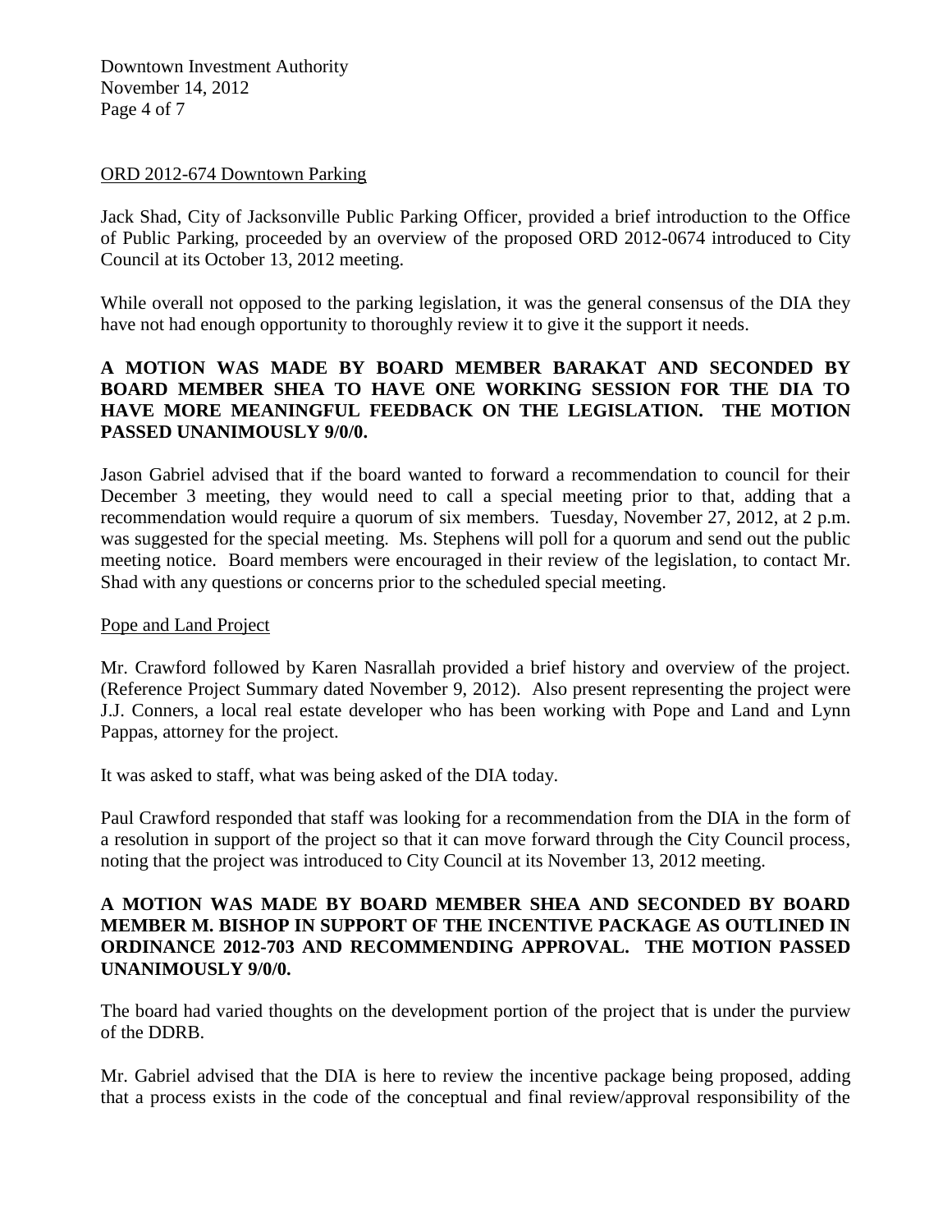ORD 2012-674 Downtown Parking

Jack Shad, City of Jacksonville Public Parking Officer, provided a brief introduction to the Office of Public Parking, proceeded by an overview of the proposed ORD 2012-0674 introduced to City Council at its October 13, 2012 meeting.

While overall not opposed to the parking legislation, it was the general consensus of the DIA they have not had enough opportunity to thoroughly review it to give it the support it needs.

**A MOTION WAS MADE BY BOARD MEMBER BARAKAT AND SECONDED BY BOARD MEMBER SHEA TO HAVE ONE WORKING SESSION FOR THE DIA TO HAVE MORE MEANINGFUL FEEDBACK ON THE LEGISLATION. THE MOTION PASSED UNANIMOUSLY 9/0/0.**

Jason Gabriel advised that if the board wanted to forward a recommendation to council for their December 3 meeting, they would need to call a special meeting prior to that, adding that a recommendation would require a quorum of six members. Tuesday, November 27, 2012, at 2 p.m. was suggested for the special meeting. Ms. Stephens will poll for a quorum and send out the public meeting notice. Board members were encouraged in their review of the legislation, to contact Mr. Shad with any questions or concerns prior to the scheduled special meeting.

Pope and Land Project

Mr. Crawford followed by Karen Nasrallah provided a brief history and overview of the project. (Reference Project Summary dated November 9, 2012). Also present representing the project were J.J. Conners, a local real estate developer who has been working with Pope and Land and Lynn Pappas, attorney for the project.

It was asked to staff, what was being asked of the DIA today.

Paul Crawford responded that staff was looking for a recommendation from the DIA in the form of a resolution in support of the project so that it can move forward through the City Council process, noting that the project was introduced to City Council at its November 13, 2012 meeting.

**A MOTION WAS MADE BY BOARD MEMBER SHEA AND SECONDED BY BOARD MEMBER M. BISHOP IN SUPPORT OF THE INCENTIVE PACKAGE AS OUTLINED IN ORDINANCE 2012-703 AND RECOMMENDING APPROVAL. THE MOTION PASSED UNANIMOUSLY 9/0/0.**

The board had varied thoughts on the development portion of the project that is under the purview of the DDRB.

Mr. Gabriel advised that the DIA is here to review the incentive package being proposed, adding that a process exists in the code of the conceptual and final review/approval responsibility of the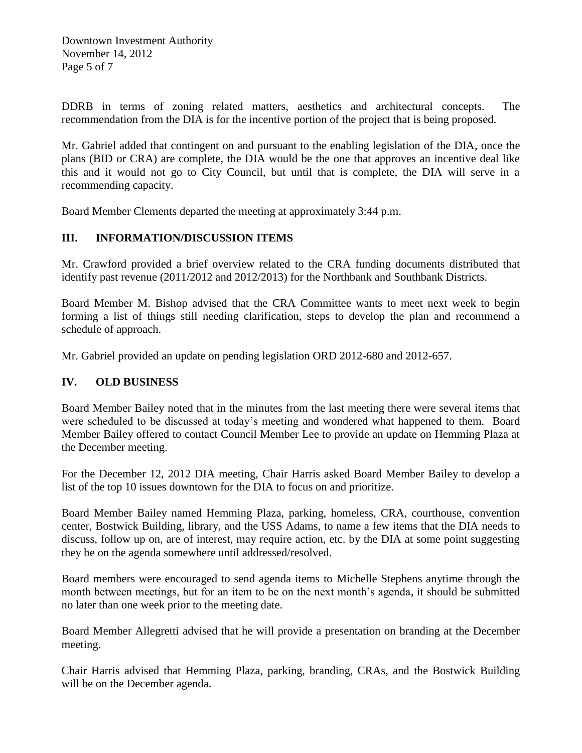DDRB in terms of zoning related matters, aesthetics and architectural concepts. The recommendation from the DIA is for the incentive portion of the project that is being proposed.

Mr. Gabriel added that contingent on and pursuant to the enabling legislation of the DIA, once the plans (BID or CRA) are complete, the DIA would be the one that approves an incentive deal like this and it would not go to City Council, but until that is complete, the DIA will serve in a recommending capacity.

Board Member Clements departed the meeting at approximately 3:44 p.m.

## III. INFORMATION/DISCUSSION ITEMS

Mr. Crawford provided a brief overview related to the CRA funding documents distributed that identify past revenue (2011/2012 and 2012/2013) for the Northbank and Southbank Districts.

Board Member M. Bishop advised that the CRA Committee wants to meet next week to begin forming a list of things still needing clarification, steps to develop the plan and recommend a schedule of approach.

Mr. Gabriel provided an update on pending legislation ORD 2012-680 and 2012-657.

## IV. OLD BUSINESS

Board Member Bailey noted that in the minutes from the last meeting there were several items that were scheduled to be discussed at today's meeting and wondered what happened to them. Board Member Bailey offered to contact Council Member Lee to provide an update on Hemming Plaza at the December meeting.

For the December 12, 2012 DIA meeting, Chair Harris asked Board Member Bailey to develop a list of the top 10 issues downtown for the DIA to focus on and prioritize.

Board Member Bailey named Hemming Plaza, parking, homeless, CRA, courthouse, convention center, Bostwick Building, library, and the USS Adams, to name a few items that the DIA needs to discuss, follow up on, are of interest, may require action, etc. by the DIA at some point suggesting they be on the agenda somewhere until addressed/resolved.

Board members were encouraged to send agenda items to Michelle Stephens anytime through the month between meetings, but for an item to be on the next month's agenda, it should be submitted no later than one week prior to the meeting date.

Board Member Allegretti advised that he will provide a presentation on branding at the December meeting.

Chair Harris advised that Hemming Plaza, parking, branding, CRAs, and the Bostwick Building will be on the December agenda.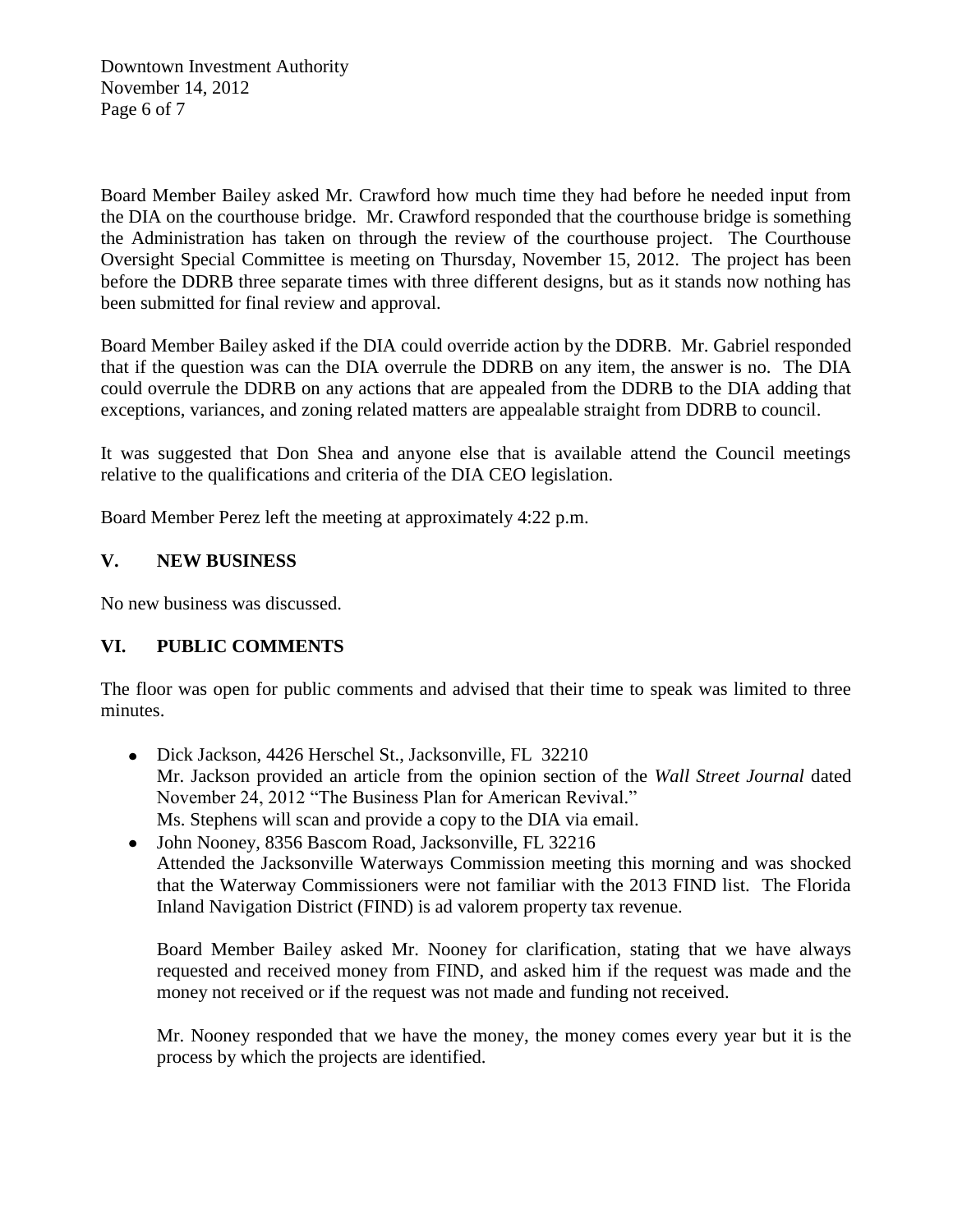Board Member Bailey asked Mr. Crawford how much time they had before he needed input from the DIA on the courthouse bridge. Mr. Crawford responded that the courthouse bridge is something the Administration has taken on through the review of the courthouse project. The Courthouse Oversight Special Committee is meeting on Thursday, November 15, 2012. The project has been before the DDRB three separate times with three different designs, but as it stands now nothing has been submitted for final review and approval.

Board Member Bailey asked if the DIA could override action by the DDRB. Mr. Gabriel responded that if the question was can the DIA overrule the DDRB on any item, the answer is no. The DIA could overrule the DDRB on any actions that are appealed from the DDRB to the DIA adding that exceptions, variances, and zoning related matters are appealable straight from DDRB to council.

It was suggested that Don Shea and anyone else that is available attend the Council meetings relative to the qualifications and criteria of the DIA CEO legislation.

Board Member Perez left the meeting at approximately 4:22 p.m.

## V. NEW BUSINESS

No new business was discussed.

## VI. PUBLIC COMMENTS

The floor was open for public comments and advised that their time to speak was limited to three minutes.

- Dick Jackson, 4426 Herschel St., Jacksonville, FL 32210
  Mr. Jackson provided an article from the opinion section of the *Wall Street Journal* dated November 24, 2012 "The Business Plan for American Revival."
  Ms. Stephens will scan and provide a copy to the DIA via email.
- John Nooney, 8356 Bascom Road, Jacksonville, FL 32216
  Attended the Jacksonville Waterways Commission meeting this morning and was shocked that the Waterway Commissioners were not familiar with the 2013 FIND list. The Florida Inland Navigation District (FIND) is ad valorem property tax revenue.

  Board Member Bailey asked Mr. Nooney for clarification, stating that we have always requested and received money from FIND, and asked him if the request was made and the money not received or if the request was not made and funding not received.

  Mr. Nooney responded that we have the money, the money comes every year but it is the process by which the projects are identified.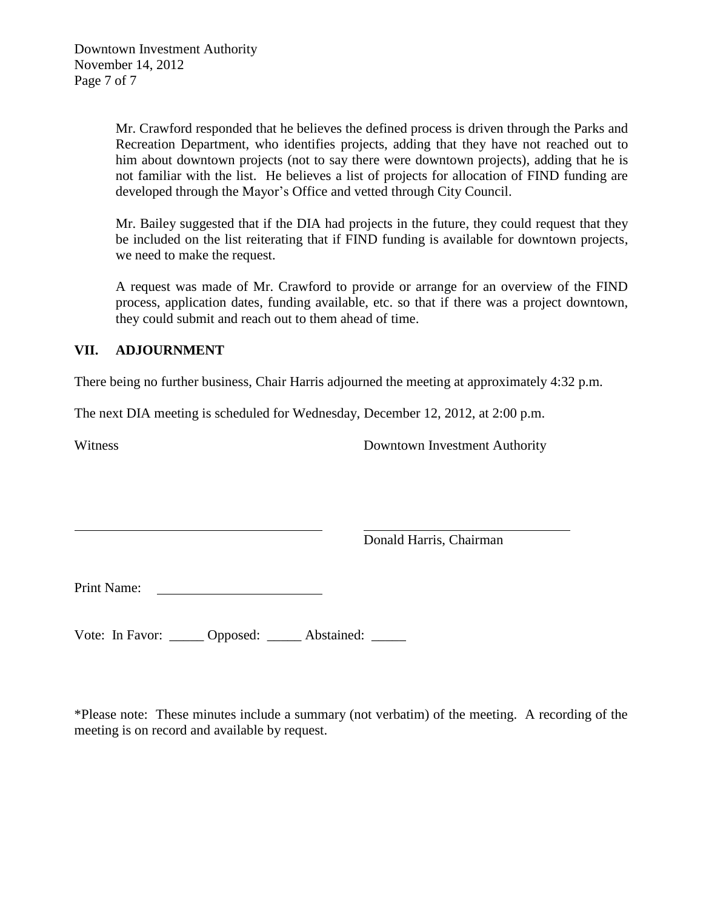Mr. Crawford responded that he believes the defined process is driven through the Parks and Recreation Department, who identifies projects, adding that they have not reached out to him about downtown projects (not to say there were downtown projects), adding that he is not familiar with the list. He believes a list of projects for allocation of FIND funding are developed through the Mayor's Office and vetted through City Council.

Mr. Bailey suggested that if the DIA had projects in the future, they could request that they be included on the list reiterating that if FIND funding is available for downtown projects, we need to make the request.

A request was made of Mr. Crawford to provide or arrange for an overview of the FIND process, application dates, funding available, etc. so that if there was a project downtown, they could submit and reach out to them ahead of time.

## VII. ADJOURNMENT

There being no further business, Chair Harris adjourned the meeting at approximately 4:32 p.m.

The next DIA meeting is scheduled for Wednesday, December 12, 2012, at 2:00 p.m.

Witness

Downtown Investment Authority

\_\_\_\_\_\_\_\_\_\_\_\_\_\_\_\_\_\_\_\_\_\_\_\_\_\_\_\_\_\_\_\_

\_\_\_\_\_\_\_\_\_\_\_\_\_\_\_\_\_\_\_\_\_\_\_\_\_\_\_\_\_\_\_\_
Donald Harris, Chairman

Print Name: \_\_\_\_\_\_\_\_\_\_\_\_\_\_\_\_\_\_\_\_\_\_\_\_

Vote: In Favor: \_\_\_\_\_ Opposed: \_\_\_\_\_ Abstained: \_\_\_\_\_

*Please note: These minutes include a summary (not verbatim) of the meeting. A recording of the meeting is on record and available by request.